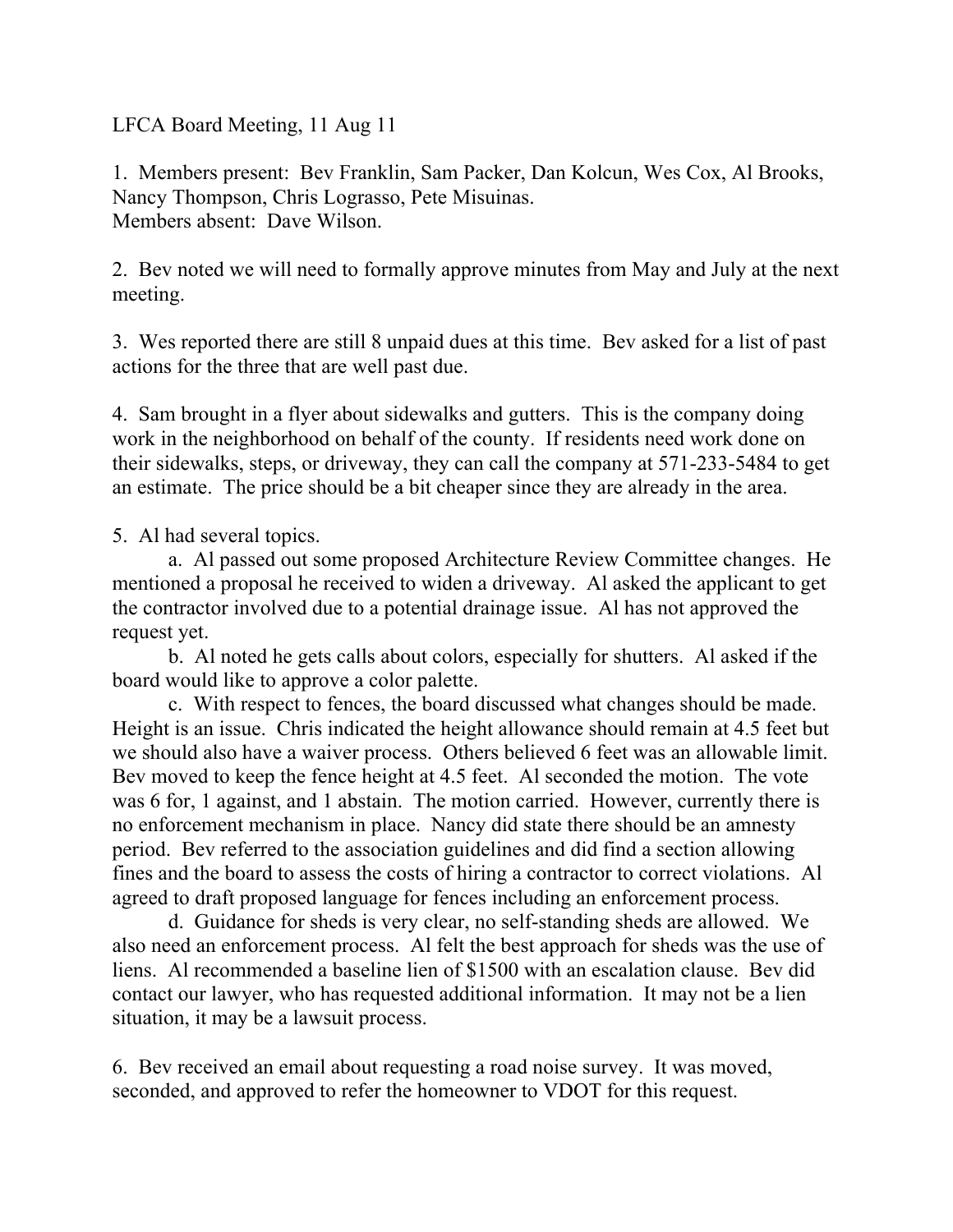LFCA Board Meeting, 11 Aug 11

1. Members present: Bev Franklin, Sam Packer, Dan Kolcun, Wes Cox, Al Brooks, Nancy Thompson, Chris Lograsso, Pete Misuinas.
Members absent: Dave Wilson.

2. Bev noted we will need to formally approve minutes from May and July at the next meeting.

3. Wes reported there are still 8 unpaid dues at this time. Bev asked for a list of past actions for the three that are well past due.

4. Sam brought in a flyer about sidewalks and gutters. This is the company doing work in the neighborhood on behalf of the county. If residents need work done on their sidewalks, steps, or driveway, they can call the company at 571-233-5484 to get an estimate. The price should be a bit cheaper since they are already in the area.

5. Al had several topics.

   a. Al passed out some proposed Architecture Review Committee changes. He mentioned a proposal he received to widen a driveway. Al asked the applicant to get the contractor involved due to a potential drainage issue. Al has not approved the request yet.

   b. Al noted he gets calls about colors, especially for shutters. Al asked if the board would like to approve a color palette.

   c. With respect to fences, the board discussed what changes should be made. Height is an issue. Chris indicated the height allowance should remain at 4.5 feet but we should also have a waiver process. Others believed 6 feet was an allowable limit. Bev moved to keep the fence height at 4.5 feet. Al seconded the motion. The vote was 6 for, 1 against, and 1 abstain. The motion carried. However, currently there is no enforcement mechanism in place. Nancy did state there should be an amnesty period. Bev referred to the association guidelines and did find a section allowing fines and the board to assess the costs of hiring a contractor to correct violations. Al agreed to draft proposed language for fences including an enforcement process.

   d. Guidance for sheds is very clear, no self-standing sheds are allowed. We also need an enforcement process. Al felt the best approach for sheds was the use of liens. Al recommended a baseline lien of $1500 with an escalation clause. Bev did contact our lawyer, who has requested additional information. It may not be a lien situation, it may be a lawsuit process.

6. Bev received an email about requesting a road noise survey. It was moved, seconded, and approved to refer the homeowner to VDOT for this request.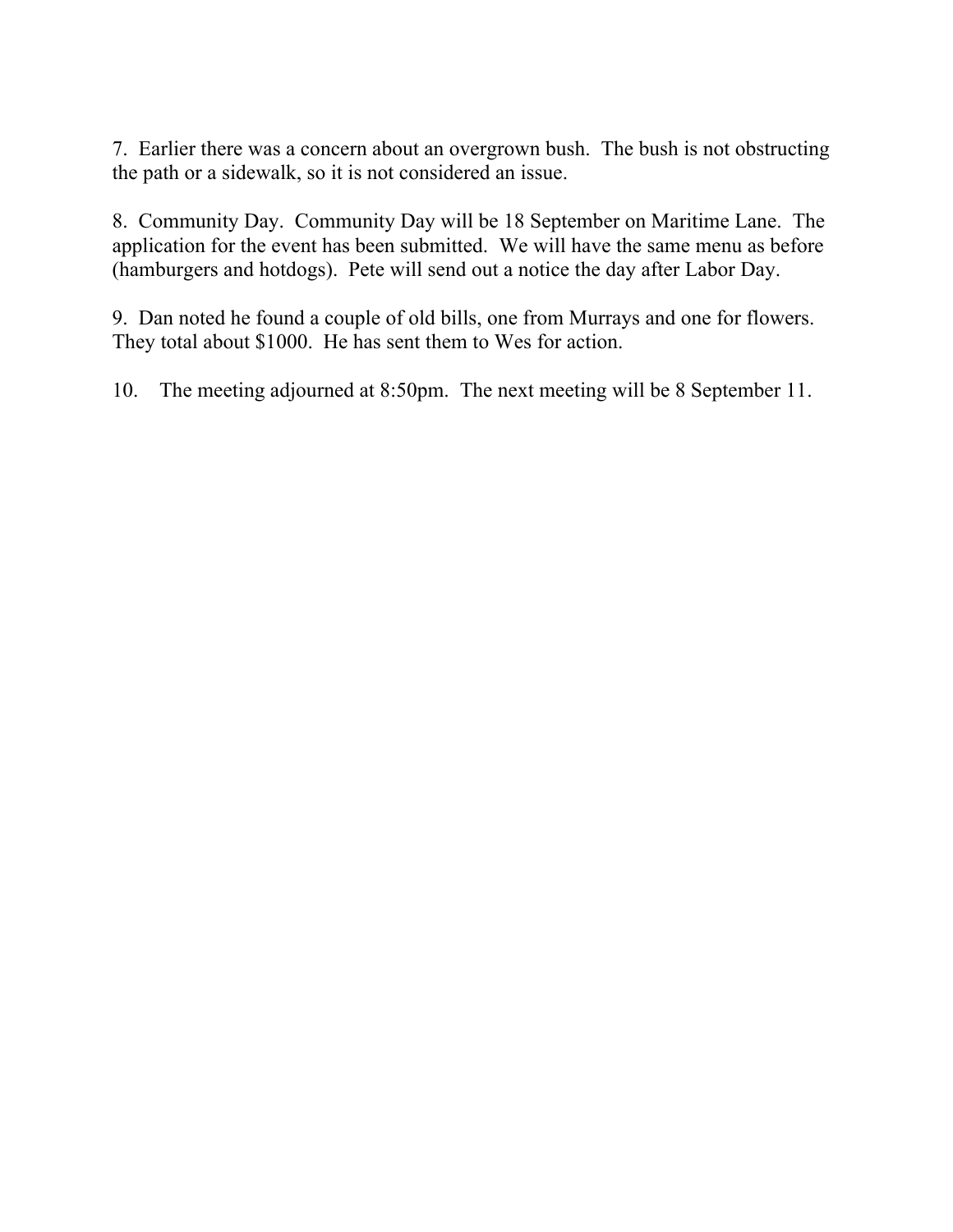7. Earlier there was a concern about an overgrown bush. The bush is not obstructing the path or a sidewalk, so it is not considered an issue.

8. Community Day. Community Day will be 18 September on Maritime Lane. The application for the event has been submitted. We will have the same menu as before (hamburgers and hotdogs). Pete will send out a notice the day after Labor Day.

9. Dan noted he found a couple of old bills, one from Murrays and one for flowers. They total about $1000. He has sent them to Wes for action.

10. The meeting adjourned at 8:50pm. The next meeting will be 8 September 11.